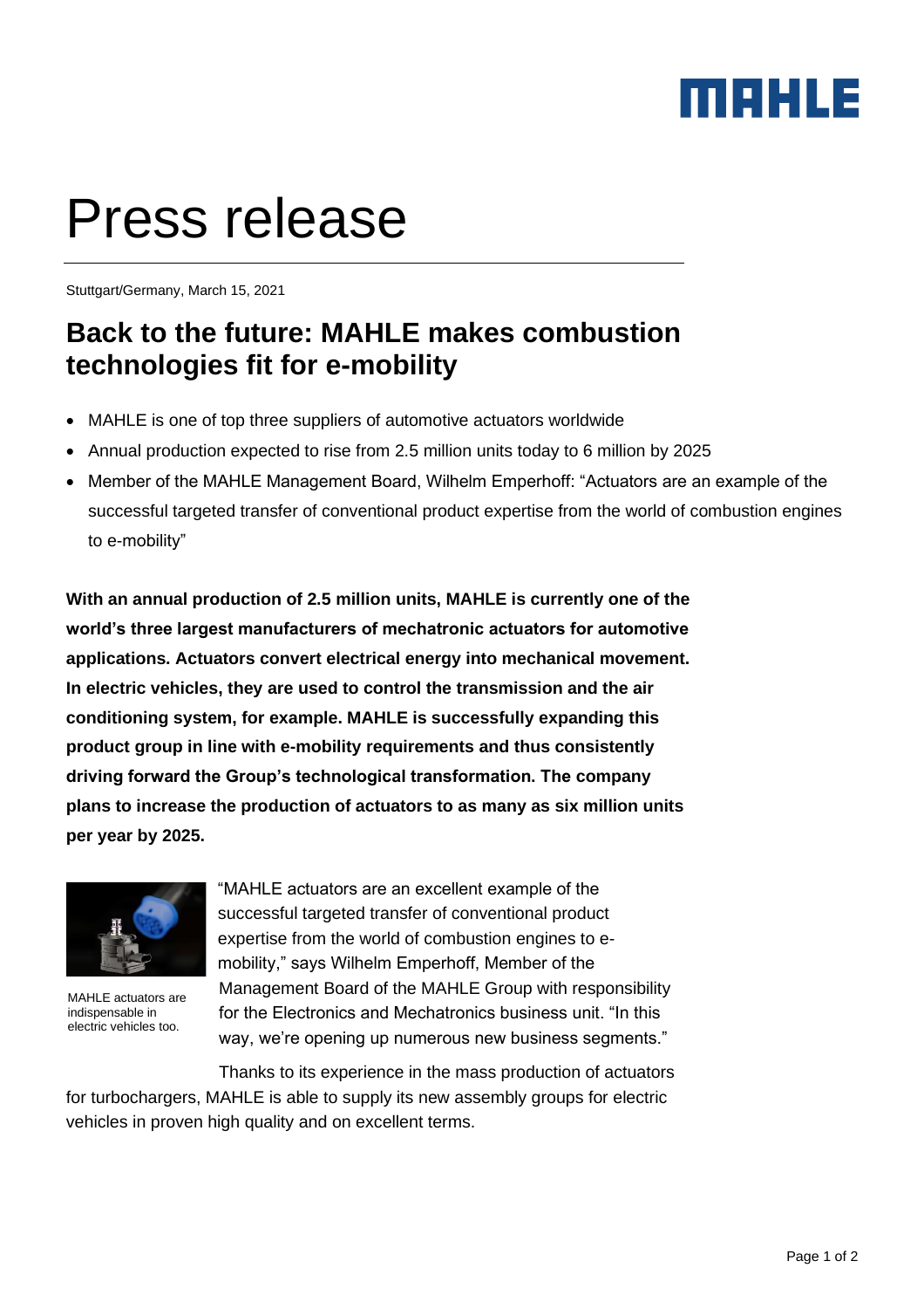# Press release

Stuttgart/Germany, March 15, 2021

## Back to the future: MAHLE makes combustion technologies fit for e-mobility

- MAHLE is one of top three suppliers of automotive actuators worldwide
- Annual production expected to rise from 2.5 million units today to 6 million by 2025
- Member of the MAHLE Management Board, Wilhelm Emperhoff: “Actuators are an example of the successful targeted transfer of conventional product expertise from the world of combustion engines to e-mobility”

**With an annual production of 2.5 million units, MAHLE is currently one of the world’s three largest manufacturers of mechatronic actuators for automotive applications. Actuators convert electrical energy into mechanical movement. In electric vehicles, they are used to control the transmission and the air conditioning system, for example. MAHLE is successfully expanding this product group in line with e-mobility requirements and thus consistently driving forward the Group’s technological transformation. The company plans to increase the production of actuators to as many as six million units per year by 2025.**

MAHLE actuators are indispensable in electric vehicles too.

“MAHLE actuators are an excellent example of the successful targeted transfer of conventional product expertise from the world of combustion engines to e-mobility,” says Wilhelm Emperhoff, Member of the Management Board of the MAHLE Group with responsibility for the Electronics and Mechatronics business unit. “In this way, we’re opening up numerous new business segments.”

Thanks to its experience in the mass production of actuators for turbochargers, MAHLE is able to supply its new assembly groups for electric vehicles in proven high quality and on excellent terms.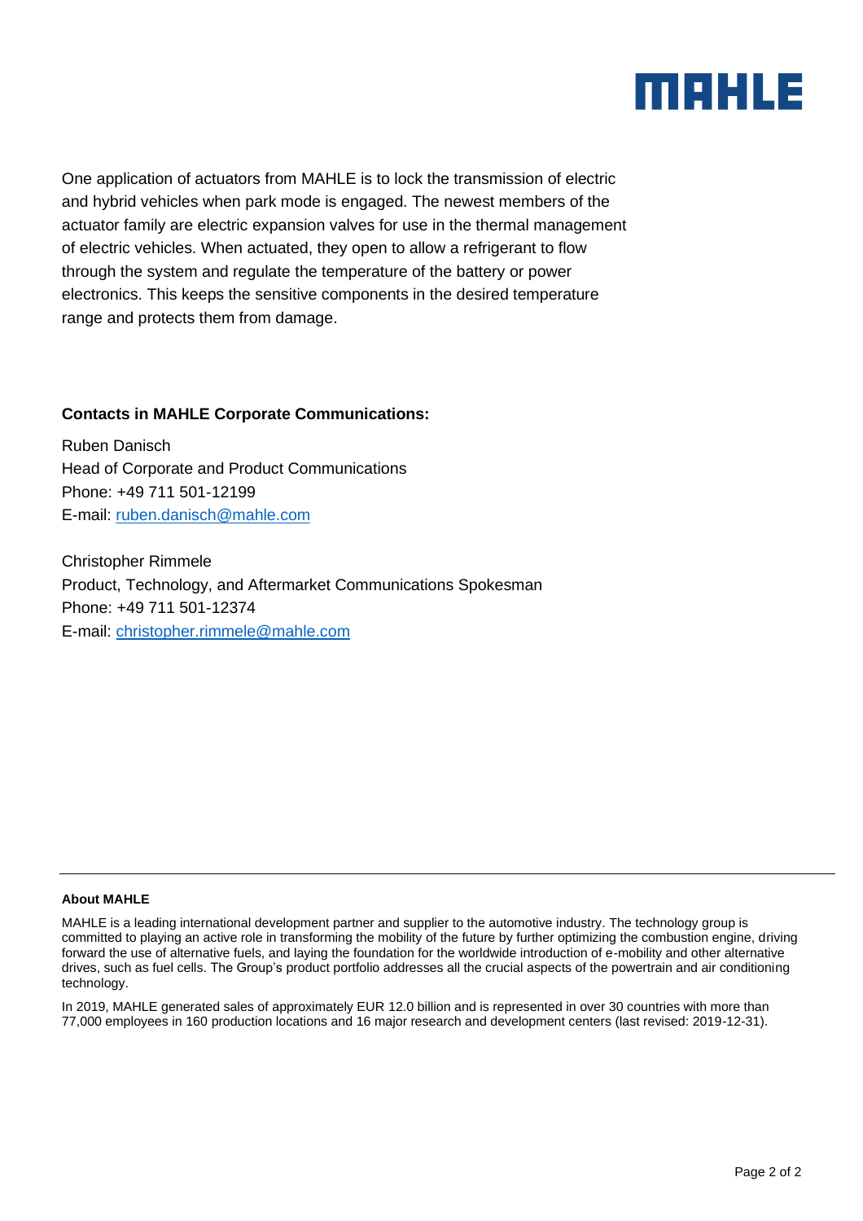One application of actuators from MAHLE is to lock the transmission of electric and hybrid vehicles when park mode is engaged. The newest members of the actuator family are electric expansion valves for use in the thermal management of electric vehicles. When actuated, they open to allow a refrigerant to flow through the system and regulate the temperature of the battery or power electronics. This keeps the sensitive components in the desired temperature range and protects them from damage.

**Contacts in MAHLE Corporate Communications:**

Ruben Danisch
Head of Corporate and Product Communications
Phone: +49 711 501-12199
E-mail: ruben.danisch@mahle.com

Christopher Rimmele
Product, Technology, and Aftermarket Communications Spokesman
Phone: +49 711 501-12374
E-mail: christopher.rimmele@mahle.com

---

**About MAHLE**

MAHLE is a leading international development partner and supplier to the automotive industry. The technology group is committed to playing an active role in transforming the mobility of the future by further optimizing the combustion engine, driving forward the use of alternative fuels, and laying the foundation for the worldwide introduction of e-mobility and other alternative drives, such as fuel cells. The Group's product portfolio addresses all the crucial aspects of the powertrain and air conditioning technology.

In 2019, MAHLE generated sales of approximately EUR 12.0 billion and is represented in over 30 countries with more than 77,000 employees in 160 production locations and 16 major research and development centers (last revised: 2019-12-31).